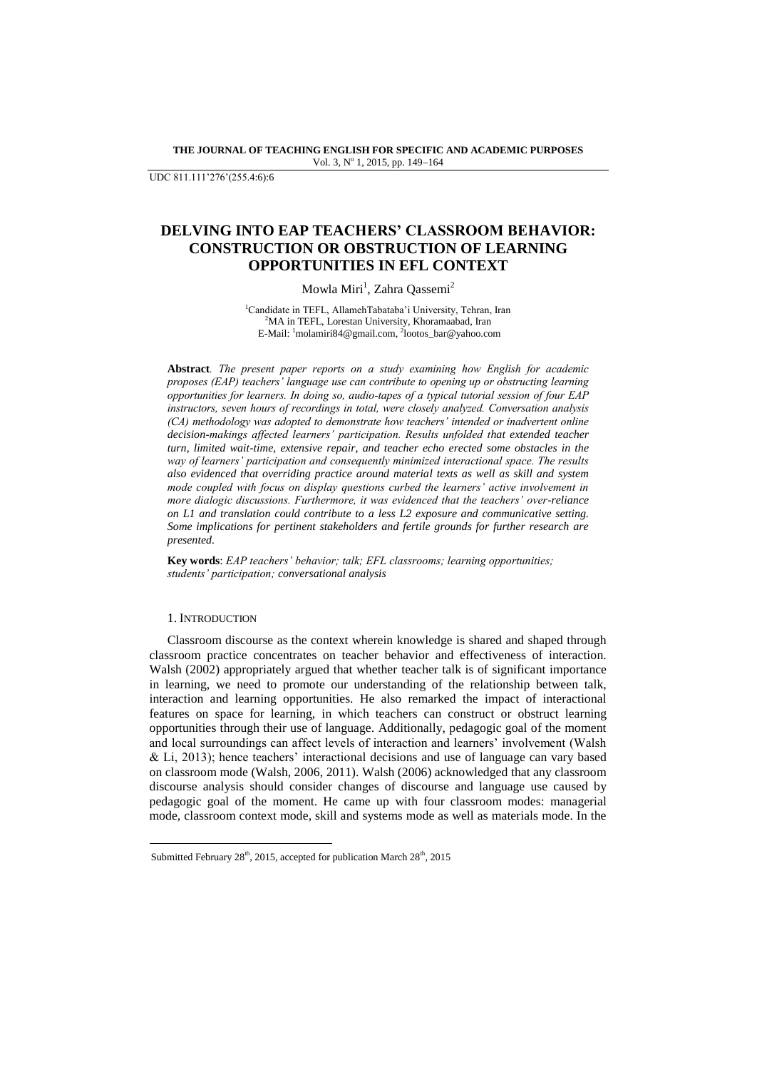UDC 811.111'276'(255.4:6):6

# DELVING INTO EAP TEACHERS' CLASSROOM BEHAVIOR: CONSTRUCTION OR OBSTRUCTION OF LEARNING OPPORTUNITIES IN EFL CONTEXT

Mowla Miri[1], Zahra Qassemi[2]

[1]Candidate in TEFL, AllamehTabataba'i University, Tehran, Iran
[2]MA in TEFL, Lorestan University, Khoramaabad, Iran
E-Mail: [1]molamiri84@gmail.com, [2]lootos_bar@yahoo.com

**Abstract**. *The present paper reports on a study examining how English for academic proposes (EAP) teachers' language use can contribute to opening up or obstructing learning opportunities for learners. In doing so, audio-tapes of a typical tutorial session of four EAP instructors, seven hours of recordings in total, were closely analyzed. Conversation analysis (CA) methodology was adopted to demonstrate how teachers' intended or inadvertent online decision-makings affected learners' participation. Results unfolded that extended teacher turn, limited wait-time, extensive repair, and teacher echo erected some obstacles in the way of learners' participation and consequently minimized interactional space. The results also evidenced that overriding practice around material texts as well as skill and system mode coupled with focus on display questions curbed the learners' active involvement in more dialogic discussions. Furthermore, it was evidenced that the teachers' over-reliance on L1 and translation could contribute to a less L2 exposure and communicative setting. Some implications for pertinent stakeholders and fertile grounds for further research are presented.*

**Key words**: *EAP teachers' behavior; talk; EFL classrooms; learning opportunities; students' participation; conversational analysis*

## 1. Introduction

Classroom discourse as the context wherein knowledge is shared and shaped through classroom practice concentrates on teacher behavior and effectiveness of interaction. Walsh (2002) appropriately argued that whether teacher talk is of significant importance in learning, we need to promote our understanding of the relationship between talk, interaction and learning opportunities. He also remarked the impact of interactional features on space for learning, in which teachers can construct or obstruct learning opportunities through their use of language. Additionally, pedagogic goal of the moment and local surroundings can affect levels of interaction and learners' involvement (Walsh & Li, 2013); hence teachers' interactional decisions and use of language can vary based on classroom mode (Walsh, 2006, 2011). Walsh (2006) acknowledged that any classroom discourse analysis should consider changes of discourse and language use caused by pedagogic goal of the moment. He came up with four classroom modes: managerial mode, classroom context mode, skill and systems mode as well as materials mode. In the

Submitted February 28th, 2015, accepted for publication March 28th, 2015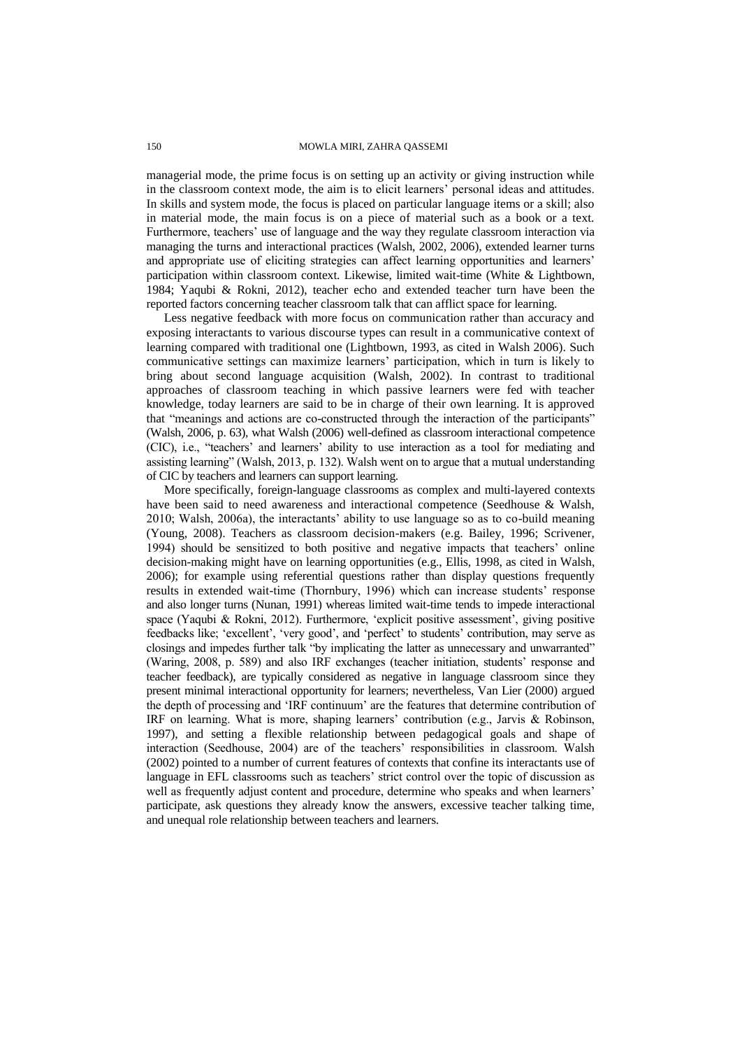managerial mode, the prime focus is on setting up an activity or giving instruction while in the classroom context mode, the aim is to elicit learners' personal ideas and attitudes. In skills and system mode, the focus is placed on particular language items or a skill; also in material mode, the main focus is on a piece of material such as a book or a text. Furthermore, teachers' use of language and the way they regulate classroom interaction via managing the turns and interactional practices (Walsh, 2002, 2006), extended learner turns and appropriate use of eliciting strategies can affect learning opportunities and learners' participation within classroom context. Likewise, limited wait-time (White & Lightbown, 1984; Yaqubi & Rokni, 2012), teacher echo and extended teacher turn have been the reported factors concerning teacher classroom talk that can afflict space for learning.

Less negative feedback with more focus on communication rather than accuracy and exposing interactants to various discourse types can result in a communicative context of learning compared with traditional one (Lightbown, 1993, as cited in Walsh 2006). Such communicative settings can maximize learners' participation, which in turn is likely to bring about second language acquisition (Walsh, 2002). In contrast to traditional approaches of classroom teaching in which passive learners were fed with teacher knowledge, today learners are said to be in charge of their own learning. It is approved that "meanings and actions are co-constructed through the interaction of the participants" (Walsh, 2006, p. 63), what Walsh (2006) well-defined as classroom interactional competence (CIC), i.e., "teachers' and learners' ability to use interaction as a tool for mediating and assisting learning" (Walsh, 2013, p. 132). Walsh went on to argue that a mutual understanding of CIC by teachers and learners can support learning.

More specifically, foreign-language classrooms as complex and multi-layered contexts have been said to need awareness and interactional competence (Seedhouse & Walsh, 2010; Walsh, 2006a), the interactants' ability to use language so as to co-build meaning (Young, 2008). Teachers as classroom decision-makers (e.g. Bailey, 1996; Scrivener, 1994) should be sensitized to both positive and negative impacts that teachers' online decision-making might have on learning opportunities (e.g., Ellis, 1998, as cited in Walsh, 2006); for example using referential questions rather than display questions frequently results in extended wait-time (Thornbury, 1996) which can increase students' response and also longer turns (Nunan, 1991) whereas limited wait-time tends to impede interactional space (Yaqubi & Rokni, 2012). Furthermore, 'explicit positive assessment', giving positive feedbacks like; 'excellent', 'very good', and 'perfect' to students' contribution, may serve as closings and impedes further talk "by implicating the latter as unnecessary and unwarranted" (Waring, 2008, p. 589) and also IRF exchanges (teacher initiation, students' response and teacher feedback), are typically considered as negative in language classroom since they present minimal interactional opportunity for learners; nevertheless, Van Lier (2000) argued the depth of processing and 'IRF continuum' are the features that determine contribution of IRF on learning. What is more, shaping learners' contribution (e.g., Jarvis & Robinson, 1997), and setting a flexible relationship between pedagogical goals and shape of interaction (Seedhouse, 2004) are of the teachers' responsibilities in classroom. Walsh (2002) pointed to a number of current features of contexts that confine its interactants use of language in EFL classrooms such as teachers' strict control over the topic of discussion as well as frequently adjust content and procedure, determine who speaks and when learners' participate, ask questions they already know the answers, excessive teacher talking time, and unequal role relationship between teachers and learners.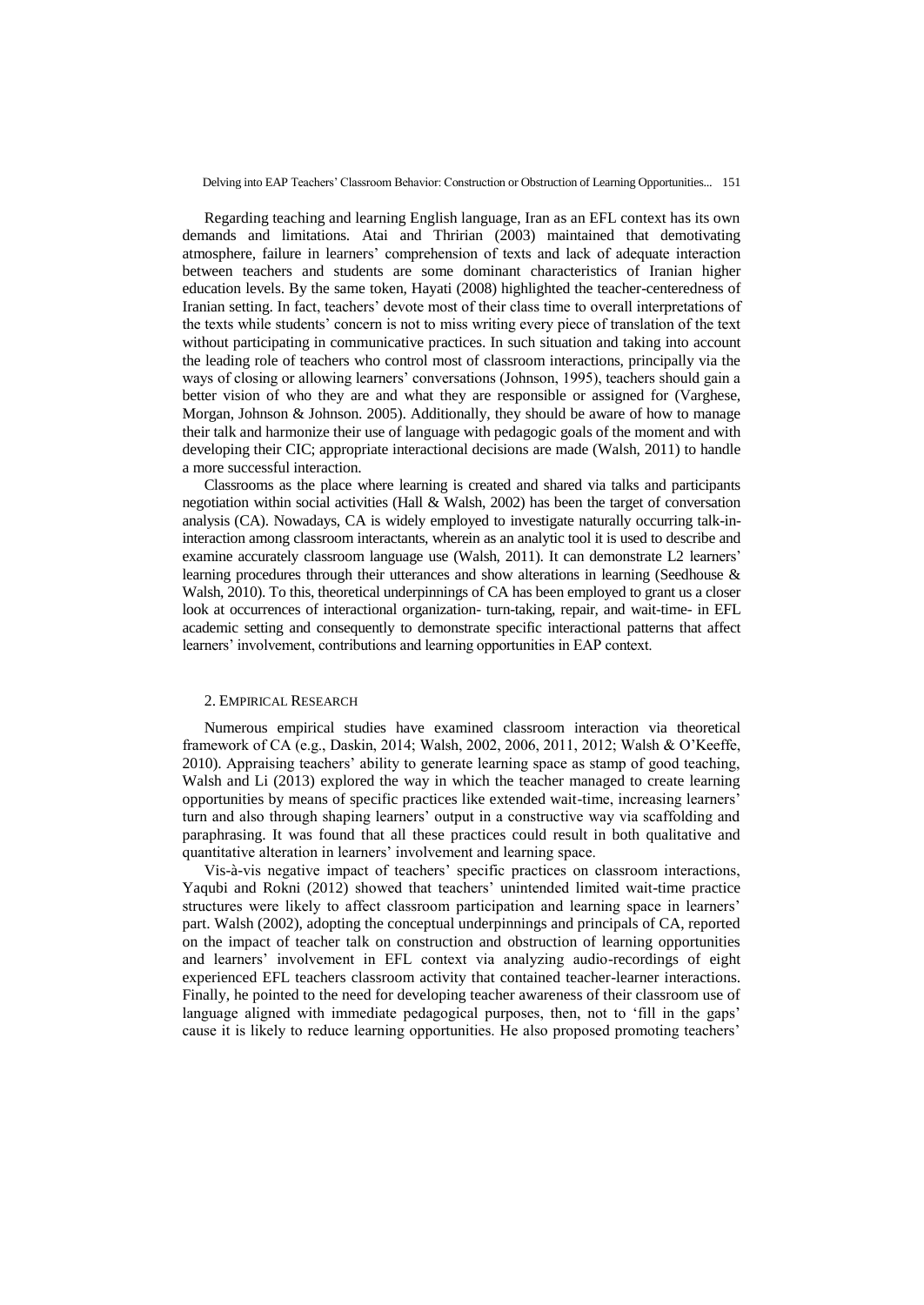Regarding teaching and learning English language, Iran as an EFL context has its own demands and limitations. Atai and Thririan (2003) maintained that demotivating atmosphere, failure in learners' comprehension of texts and lack of adequate interaction between teachers and students are some dominant characteristics of Iranian higher education levels. By the same token, Hayati (2008) highlighted the teacher-centeredness of Iranian setting. In fact, teachers' devote most of their class time to overall interpretations of the texts while students' concern is not to miss writing every piece of translation of the text without participating in communicative practices. In such situation and taking into account the leading role of teachers who control most of classroom interactions, principally via the ways of closing or allowing learners' conversations (Johnson, 1995), teachers should gain a better vision of who they are and what they are responsible or assigned for (Varghese, Morgan, Johnson & Johnson. 2005). Additionally, they should be aware of how to manage their talk and harmonize their use of language with pedagogic goals of the moment and with developing their CIC; appropriate interactional decisions are made (Walsh, 2011) to handle a more successful interaction.

Classrooms as the place where learning is created and shared via talks and participants negotiation within social activities (Hall & Walsh, 2002) has been the target of conversation analysis (CA). Nowadays, CA is widely employed to investigate naturally occurring talk-in-interaction among classroom interactants, wherein as an analytic tool it is used to describe and examine accurately classroom language use (Walsh, 2011). It can demonstrate L2 learners' learning procedures through their utterances and show alterations in learning (Seedhouse & Walsh, 2010). To this, theoretical underpinnings of CA has been employed to grant us a closer look at occurrences of interactional organization- turn-taking, repair, and wait-time- in EFL academic setting and consequently to demonstrate specific interactional patterns that affect learners' involvement, contributions and learning opportunities in EAP context.

## 2. Empirical Research

Numerous empirical studies have examined classroom interaction via theoretical framework of CA (e.g., Daskin, 2014; Walsh, 2002, 2006, 2011, 2012; Walsh & O'Keeffe, 2010). Appraising teachers' ability to generate learning space as stamp of good teaching, Walsh and Li (2013) explored the way in which the teacher managed to create learning opportunities by means of specific practices like extended wait-time, increasing learners' turn and also through shaping learners' output in a constructive way via scaffolding and paraphrasing. It was found that all these practices could result in both qualitative and quantitative alteration in learners' involvement and learning space.

Vis-à-vis negative impact of teachers' specific practices on classroom interactions, Yaqubi and Rokni (2012) showed that teachers' unintended limited wait-time practice structures were likely to affect classroom participation and learning space in learners' part. Walsh (2002), adopting the conceptual underpinnings and principals of CA, reported on the impact of teacher talk on construction and obstruction of learning opportunities and learners' involvement in EFL context via analyzing audio-recordings of eight experienced EFL teachers classroom activity that contained teacher-learner interactions. Finally, he pointed to the need for developing teacher awareness of their classroom use of language aligned with immediate pedagogical purposes, then, not to 'fill in the gaps' cause it is likely to reduce learning opportunities. He also proposed promoting teachers'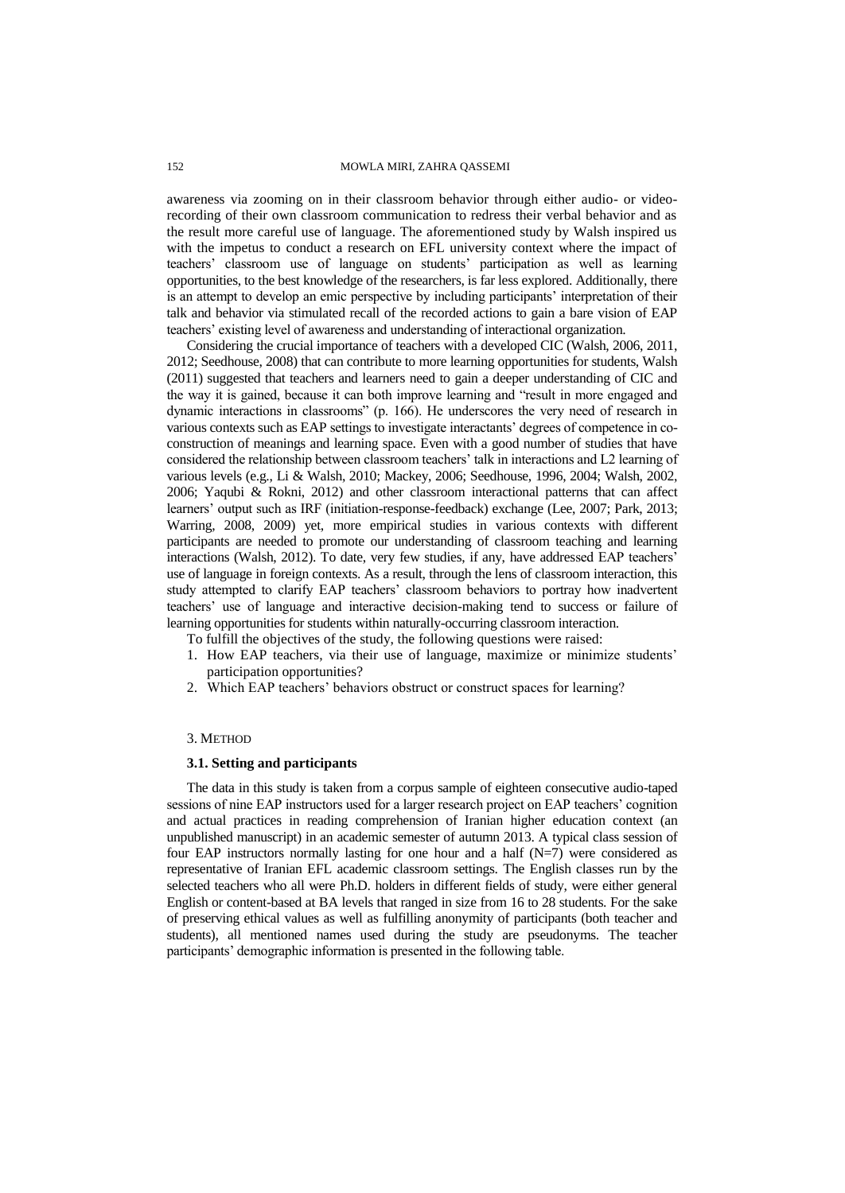awareness via zooming on in their classroom behavior through either audio- or video-recording of their own classroom communication to redress their verbal behavior and as the result more careful use of language. The aforementioned study by Walsh inspired us with the impetus to conduct a research on EFL university context where the impact of teachers' classroom use of language on students' participation as well as learning opportunities, to the best knowledge of the researchers, is far less explored. Additionally, there is an attempt to develop an emic perspective by including participants' interpretation of their talk and behavior via stimulated recall of the recorded actions to gain a bare vision of EAP teachers' existing level of awareness and understanding of interactional organization.

Considering the crucial importance of teachers with a developed CIC (Walsh, 2006, 2011, 2012; Seedhouse, 2008) that can contribute to more learning opportunities for students, Walsh (2011) suggested that teachers and learners need to gain a deeper understanding of CIC and the way it is gained, because it can both improve learning and "result in more engaged and dynamic interactions in classrooms" (p. 166). He underscores the very need of research in various contexts such as EAP settings to investigate interactants' degrees of competence in co-construction of meanings and learning space. Even with a good number of studies that have considered the relationship between classroom teachers' talk in interactions and L2 learning of various levels (e.g., Li & Walsh, 2010; Mackey, 2006; Seedhouse, 1996, 2004; Walsh, 2002, 2006; Yaqubi & Rokni, 2012) and other classroom interactional patterns that can affect learners' output such as IRF (initiation-response-feedback) exchange (Lee, 2007; Park, 2013; Warring, 2008, 2009) yet, more empirical studies in various contexts with different participants are needed to promote our understanding of classroom teaching and learning interactions (Walsh, 2012). To date, very few studies, if any, have addressed EAP teachers' use of language in foreign contexts. As a result, through the lens of classroom interaction, this study attempted to clarify EAP teachers' classroom behaviors to portray how inadvertent teachers' use of language and interactive decision-making tend to success or failure of learning opportunities for students within naturally-occurring classroom interaction.

To fulfill the objectives of the study, the following questions were raised:

1. How EAP teachers, via their use of language, maximize or minimize students' participation opportunities?
2. Which EAP teachers' behaviors obstruct or construct spaces for learning?

## 3. METHOD

### 3.1. Setting and participants

The data in this study is taken from a corpus sample of eighteen consecutive audio-taped sessions of nine EAP instructors used for a larger research project on EAP teachers' cognition and actual practices in reading comprehension of Iranian higher education context (an unpublished manuscript) in an academic semester of autumn 2013. A typical class session of four EAP instructors normally lasting for one hour and a half (N=7) were considered as representative of Iranian EFL academic classroom settings. The English classes run by the selected teachers who all were Ph.D. holders in different fields of study, were either general English or content-based at BA levels that ranged in size from 16 to 28 students. For the sake of preserving ethical values as well as fulfilling anonymity of participants (both teacher and students), all mentioned names used during the study are pseudonyms. The teacher participants' demographic information is presented in the following table.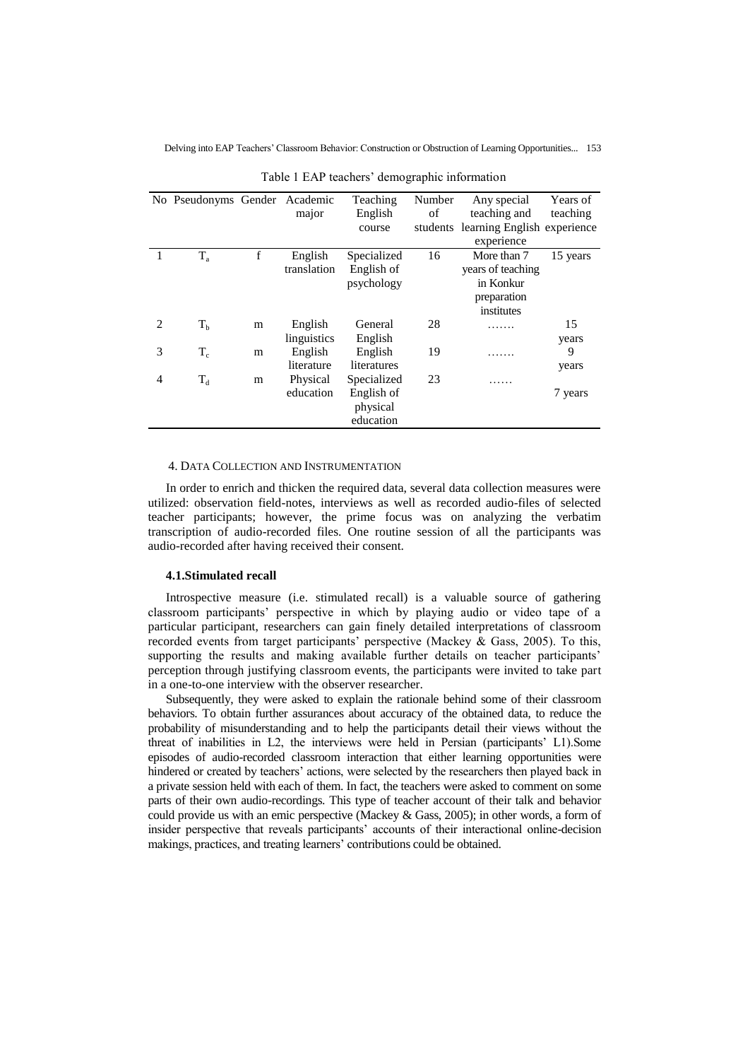Table 1 EAP teachers' demographic information

| No | Pseudonyms | Gender | Academic major | Teaching English course | Number of students | Any special teaching and learning English experience | Years of teaching experience |
|---|---|---|---|---|---|---|---|
| 1 | $T_a$ | f | English translation | Specialized English of psychology | 16 | More than 7 years of teaching in Konkur preparation institutes | 15 years |
| 2 | $T_b$ | m | English linguistics | General English | 28 | ……. | 15 years |
| 3 | $T_c$ | m | English literature | English literatures | 19 | ……. | 9 years |
| 4 | $T_d$ | m | Physical education | Specialized English of physical education | 23 | …… | 7 years |

## 4. Data Collection and Instrumentation

In order to enrich and thicken the required data, several data collection measures were utilized: observation field-notes, interviews as well as recorded audio-files of selected teacher participants; however, the prime focus was on analyzing the verbatim transcription of audio-recorded files. One routine session of all the participants was audio-recorded after having received their consent.

### 4.1.Stimulated recall

Introspective measure (i.e. stimulated recall) is a valuable source of gathering classroom participants' perspective in which by playing audio or video tape of a particular participant, researchers can gain finely detailed interpretations of classroom recorded events from target participants' perspective (Mackey & Gass, 2005). To this, supporting the results and making available further details on teacher participants' perception through justifying classroom events, the participants were invited to take part in a one-to-one interview with the observer researcher.

Subsequently, they were asked to explain the rationale behind some of their classroom behaviors. To obtain further assurances about accuracy of the obtained data, to reduce the probability of misunderstanding and to help the participants detail their views without the threat of inabilities in L2, the interviews were held in Persian (participants' L1).Some episodes of audio-recorded classroom interaction that either learning opportunities were hindered or created by teachers' actions, were selected by the researchers then played back in a private session held with each of them. In fact, the teachers were asked to comment on some parts of their own audio-recordings. This type of teacher account of their talk and behavior could provide us with an emic perspective (Mackey & Gass, 2005); in other words, a form of insider perspective that reveals participants' accounts of their interactional online-decision makings, practices, and treating learners' contributions could be obtained.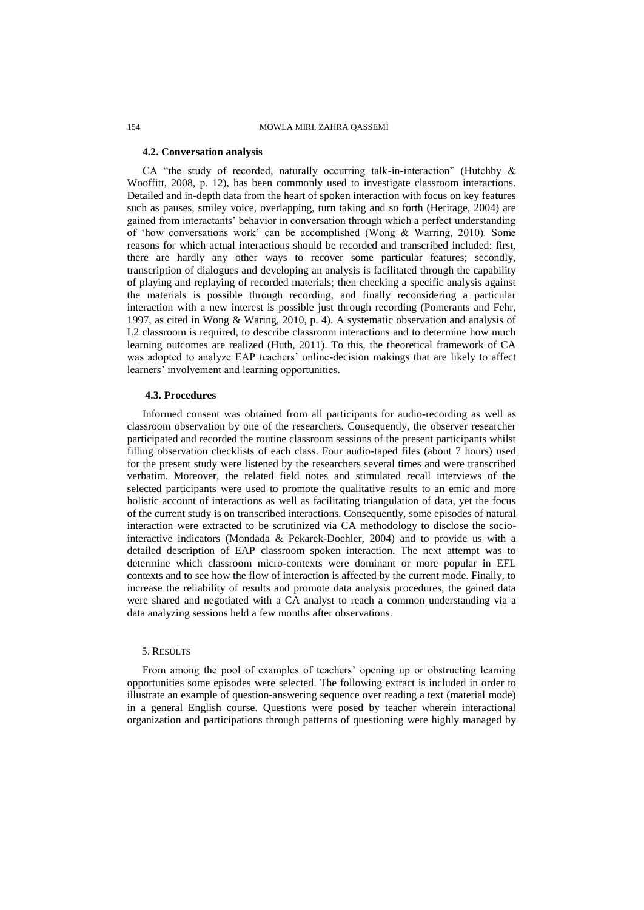### 4.2. Conversation analysis

CA "the study of recorded, naturally occurring talk-in-interaction" (Hutchby & Wooffitt, 2008, p. 12), has been commonly used to investigate classroom interactions. Detailed and in-depth data from the heart of spoken interaction with focus on key features such as pauses, smiley voice, overlapping, turn taking and so forth (Heritage, 2004) are gained from interactants' behavior in conversation through which a perfect understanding of 'how conversations work' can be accomplished (Wong & Warring, 2010). Some reasons for which actual interactions should be recorded and transcribed included: first, there are hardly any other ways to recover some particular features; secondly, transcription of dialogues and developing an analysis is facilitated through the capability of playing and replaying of recorded materials; then checking a specific analysis against the materials is possible through recording, and finally reconsidering a particular interaction with a new interest is possible just through recording (Pomerants and Fehr, 1997, as cited in Wong & Waring, 2010, p. 4). A systematic observation and analysis of L2 classroom is required, to describe classroom interactions and to determine how much learning outcomes are realized (Huth, 2011). To this, the theoretical framework of CA was adopted to analyze EAP teachers' online-decision makings that are likely to affect learners' involvement and learning opportunities.

### 4.3. Procedures

Informed consent was obtained from all participants for audio-recording as well as classroom observation by one of the researchers. Consequently, the observer researcher participated and recorded the routine classroom sessions of the present participants whilst filling observation checklists of each class. Four audio-taped files (about 7 hours) used for the present study were listened by the researchers several times and were transcribed verbatim. Moreover, the related field notes and stimulated recall interviews of the selected participants were used to promote the qualitative results to an emic and more holistic account of interactions as well as facilitating triangulation of data, yet the focus of the current study is on transcribed interactions. Consequently, some episodes of natural interaction were extracted to be scrutinized via CA methodology to disclose the socio-interactive indicators (Mondada & Pekarek-Doehler, 2004) and to provide us with a detailed description of EAP classroom spoken interaction. The next attempt was to determine which classroom micro-contexts were dominant or more popular in EFL contexts and to see how the flow of interaction is affected by the current mode. Finally, to increase the reliability of results and promote data analysis procedures, the gained data were shared and negotiated with a CA analyst to reach a common understanding via a data analyzing sessions held a few months after observations.

## 5. Results

From among the pool of examples of teachers' opening up or obstructing learning opportunities some episodes were selected. The following extract is included in order to illustrate an example of question-answering sequence over reading a text (material mode) in a general English course. Questions were posed by teacher wherein interactional organization and participations through patterns of questioning were highly managed by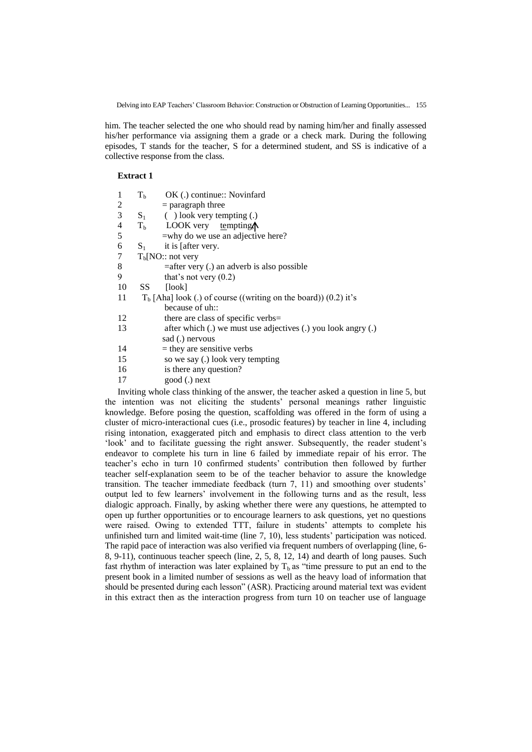him. The teacher selected the one who should read by naming him/her and finally assessed his/her performance via assigning them a grade or a check mark. During the following episodes, T stands for the teacher, S for a determined student, and SS is indicative of a collective response from the class.

**Extract 1**

```
1    Tb     OK (.) continue:: Novinfard
2           = paragraph three
3    S1     (  ) look very tempting (.)
4    Tb     LOOK very   tempting↑
5           =why do we use an adjective here?
6    S1     it is [after very.
7    Tb[NO:: not very
8           =after very (.) an adverb is also possible
9           that's not very (0.2)
10   SS     [look]
11   Tb [Aha] look (.) of course ((writing on the board)) (0.2) it's
            because of uh::
12          there are class of specific verbs=
13          after which (.) we must use adjectives (.) you look angry (.)
            sad (.) nervous
14          = they are sensitive verbs
15          so we say (.) look very tempting
16          is there any question?
17          good (.) next
```

Inviting whole class thinking of the answer, the teacher asked a question in line 5, but the intention was not eliciting the students' personal meanings rather linguistic knowledge. Before posing the question, scaffolding was offered in the form of using a cluster of micro-interactional cues (i.e., prosodic features) by teacher in line 4, including rising intonation, exaggerated pitch and emphasis to direct class attention to the verb 'look' and to facilitate guessing the right answer. Subsequently, the reader student's endeavor to complete his turn in line 6 failed by immediate repair of his error. The teacher's echo in turn 10 confirmed students' contribution then followed by further teacher self-explanation seem to be of the teacher behavior to assure the knowledge transition. The teacher immediate feedback (turn 7, 11) and smoothing over students' output led to few learners' involvement in the following turns and as the result, less dialogic approach. Finally, by asking whether there were any questions, he attempted to open up further opportunities or to encourage learners to ask questions, yet no questions were raised. Owing to extended TTT, failure in students' attempts to complete his unfinished turn and limited wait-time (line 7, 10), less students' participation was noticed. The rapid pace of interaction was also verified via frequent numbers of overlapping (line, 6-8, 9-11), continuous teacher speech (line, 2, 5, 8, 12, 14) and dearth of long pauses. Such fast rhythm of interaction was later explained by $T_b$ as "time pressure to put an end to the present book in a limited number of sessions as well as the heavy load of information that should be presented during each lesson" (ASR). Practicing around material text was evident in this extract then as the interaction progress from turn 10 on teacher use of language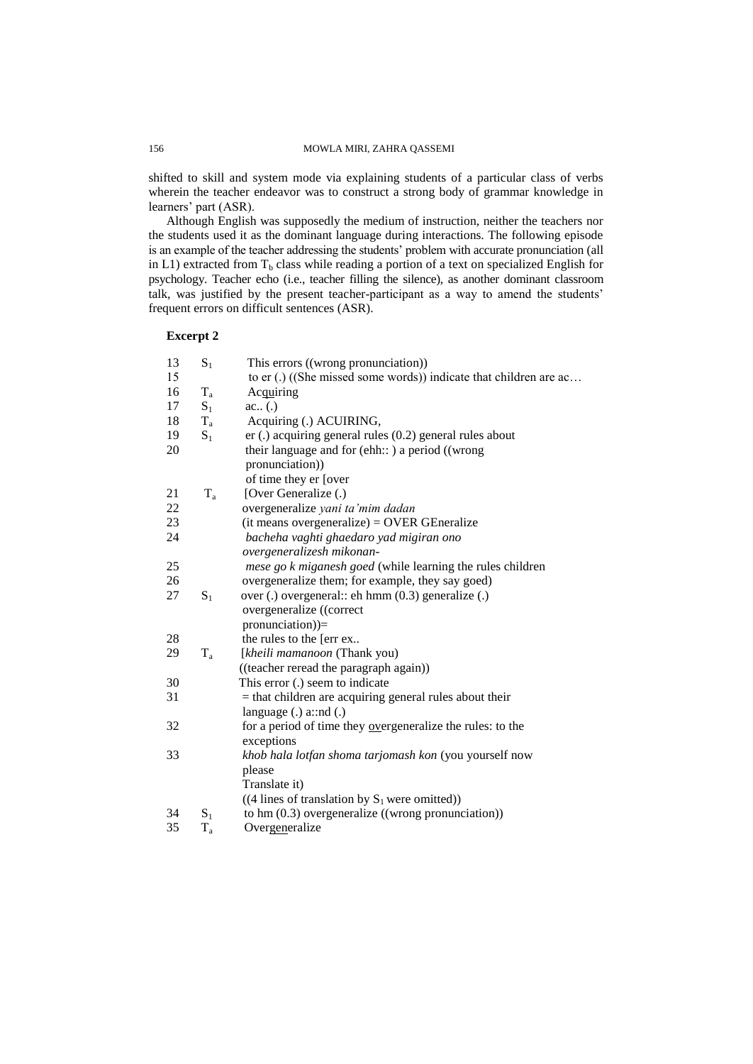shifted to skill and system mode via explaining students of a particular class of verbs wherein the teacher endeavor was to construct a strong body of grammar knowledge in learners' part (ASR).

Although English was supposedly the medium of instruction, neither the teachers nor the students used it as the dominant language during interactions. The following episode is an example of the teacher addressing the students' problem with accurate pronunciation (all in L1) extracted from $T_b$ class while reading a portion of a text on specialized English for psychology. Teacher echo (i.e., teacher filling the silence), as another dominant classroom talk, was justified by the present teacher-participant as a way to amend the students' frequent errors on difficult sentences (ASR).

**Excerpt 2**

| | | |
|---|---|---|
| 13 | $S_1$ | This errors ((wrong pronunciation)) |
| 15 | | to er (.) ((She missed some words)) indicate that children are ac… |
| 16 | $T_a$ | Ac<u>qui</u>ring |
| 17 | $S_1$ | ac.. (.) |
| 18 | $T_a$ | Acquiring (.) ACUIRING, |
| 19 | $S_1$ | er (.) acquiring general rules (0.2) general rules about |
| 20 | | their language and for (ehh:: ) a period ((wrong pronunciation)) of time they er [over |
| 21 | $T_a$ | [Over Generalize (.) |
| 22 | | overgeneralize *yani ta'mim dadan* |
| 23 | | (it means overgeneralize) = OVER GEneralize |
| 24 | | *bacheha vaghti ghaedaro yad migiran ono overgeneralizesh mikonan-* |
| 25 | | *mese go k miganesh goed* (while learning the rules children |
| 26 | | overgeneralize them; for example, they say goed) |
| 27 | $S_1$ | over (.) overgeneral:: eh hmm (0.3) generalize (.) overgeneralize ((correct pronunciation))= |
| 28 | | the rules to the [err ex.. |
| 29 | $T_a$ | [*kheili mamanoon* (Thank you) |
| | | ((teacher reread the paragraph again)) |
| 30 | | This error (.) seem to indicate |
| 31 | | = that children are acquiring general rules about their language (.) a::nd (.) |
| 32 | | for a period of time they <u>ov</u>ergeneralize the rules: to the exceptions |
| 33 | | *khob hala lotfan shoma tarjomash kon* (you yourself now please Translate it) |
| | | ((4 lines of translation by $S_1$ were omitted)) |
| 34 | $S_1$ | to hm (0.3) overgeneralize ((wrong pronunciation)) |
| 35 | $T_a$ | Over<u>gen</u>eralize |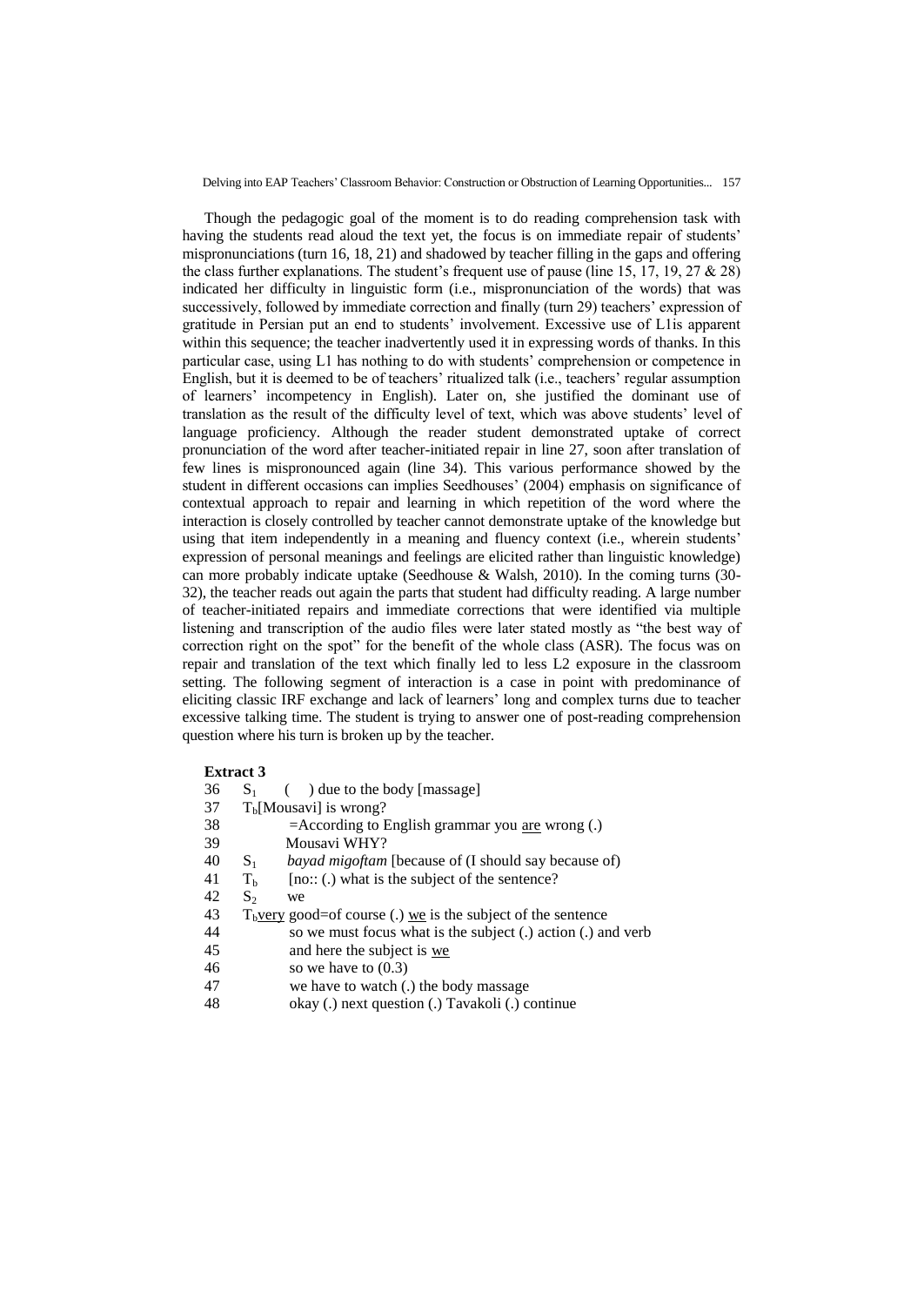Though the pedagogic goal of the moment is to do reading comprehension task with having the students read aloud the text yet, the focus is on immediate repair of students' mispronunciations (turn 16, 18, 21) and shadowed by teacher filling in the gaps and offering the class further explanations. The student's frequent use of pause (line 15, 17, 19, 27 & 28) indicated her difficulty in linguistic form (i.e., mispronunciation of the words) that was successively, followed by immediate correction and finally (turn 29) teachers' expression of gratitude in Persian put an end to students' involvement. Excessive use of L1is apparent within this sequence; the teacher inadvertently used it in expressing words of thanks. In this particular case, using L1 has nothing to do with students' comprehension or competence in English, but it is deemed to be of teachers' ritualized talk (i.e., teachers' regular assumption of learners' incompetency in English). Later on, she justified the dominant use of translation as the result of the difficulty level of text, which was above students' level of language proficiency. Although the reader student demonstrated uptake of correct pronunciation of the word after teacher-initiated repair in line 27, soon after translation of few lines is mispronounced again (line 34). This various performance showed by the student in different occasions can implies Seedhouses' (2004) emphasis on significance of contextual approach to repair and learning in which repetition of the word where the interaction is closely controlled by teacher cannot demonstrate uptake of the knowledge but using that item independently in a meaning and fluency context (i.e., wherein students' expression of personal meanings and feelings are elicited rather than linguistic knowledge) can more probably indicate uptake (Seedhouse & Walsh, 2010). In the coming turns (30-32), the teacher reads out again the parts that student had difficulty reading. A large number of teacher-initiated repairs and immediate corrections that were identified via multiple listening and transcription of the audio files were later stated mostly as "the best way of correction right on the spot" for the benefit of the whole class (ASR). The focus was on repair and translation of the text which finally led to less L2 exposure in the classroom setting. The following segment of interaction is a case in point with predominance of eliciting classic IRF exchange and lack of learners' long and complex turns due to teacher excessive talking time. The student is trying to answer one of post-reading comprehension question where his turn is broken up by the teacher.

**Extract 3**

```
36   S1    (    ) due to the body [massage]
37   Tb[Mousavi] is wrong?
38         =According to English grammar you are wrong (.)
39         Mousavi WHY?
40   S1    bayad migoftam [because of (I should say because of)
41   Tb    [no:: (.) what is the subject of the sentence?
42   S2    we
43   Tbvery good=of course (.) we is the subject of the sentence
44         so we must focus what is the subject (.) action (.) and verb
45         and here the subject is we
46         so we have to (0.3)
47         we have to watch (.) the body massage
48         okay (.) next question (.) Tavakoli (.) continue
```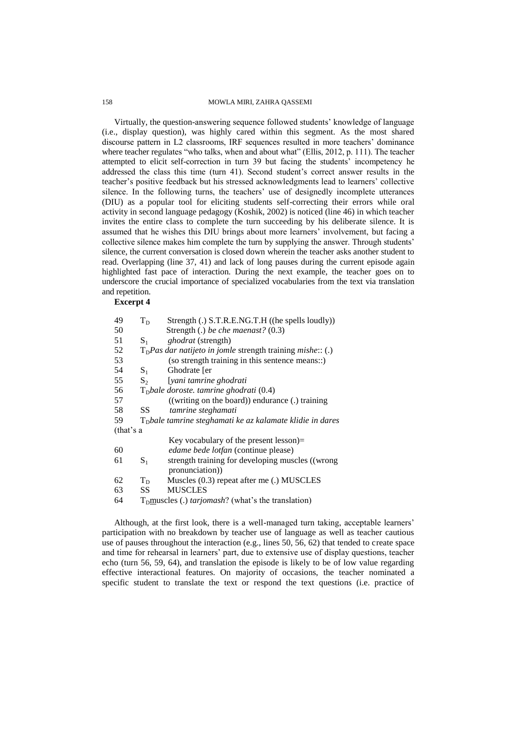Virtually, the question-answering sequence followed students' knowledge of language (i.e., display question), was highly cared within this segment. As the most shared discourse pattern in L2 classrooms, IRF sequences resulted in more teachers' dominance where teacher regulates "who talks, when and about what" (Ellis, 2012, p. 111). The teacher attempted to elicit self-correction in turn 39 but facing the students' incompetency he addressed the class this time (turn 41). Second student's correct answer results in the teacher's positive feedback but his stressed acknowledgments lead to learners' collective silence. In the following turns, the teachers' use of designedly incomplete utterances (DIU) as a popular tool for eliciting students self-correcting their errors while oral activity in second language pedagogy (Koshik, 2002) is noticed (line 46) in which teacher invites the entire class to complete the turn succeeding by his deliberate silence. It is assumed that he wishes this DIU brings about more learners' involvement, but facing a collective silence makes him complete the turn by supplying the answer. Through students' silence, the current conversation is closed down wherein the teacher asks another student to read. Overlapping (line 37, 41) and lack of long pauses during the current episode again highlighted fast pace of interaction. During the next example, the teacher goes on to underscore the crucial importance of specialized vocabularies from the text via translation and repetition.

**Excerpt 4**

```
49   T_D   Strength (.) S.T.R.E.NG.T.H ((he spells loudly))
50         Strength (.) be che maenast? (0.3)
51   S_1   ghodrat (strength)
52   T_D Pas dar natijeto in jomle strength training mishe:: (.)
53         (so strength training in this sentence means::)
54   S_1   Ghodrate [er
55   S_2   [yani tamrine ghodrati
56   T_D bale doroste. tamrine ghodrati (0.4)
57         ((writing on the board)) endurance (.) training
58   SS    tamrine steghamati
59   T_D bale tamrine steghamati ke az kalamate klidie in dares
(that's a
           Key vocabulary of the present lesson)=
60         edame bede lotfan (continue please)
61   S_1   strength training for developing muscles ((wrong
           pronunciation))
62   T_D   Muscles (0.3) repeat after me (.) MUSCLES
63   SS    MUSCLES
64   T_D muscles (.) tarjomash? (what's the translation)
```

Although, at the first look, there is a well-managed turn taking, acceptable learners' participation with no breakdown by teacher use of language as well as teacher cautious use of pauses throughout the interaction (e.g., lines 50, 56, 62) that tended to create space and time for rehearsal in learners' part, due to extensive use of display questions, teacher echo (turn 56, 59, 64), and translation the episode is likely to be of low value regarding effective interactional features. On majority of occasions, the teacher nominated a specific student to translate the text or respond the text questions (i.e. practice of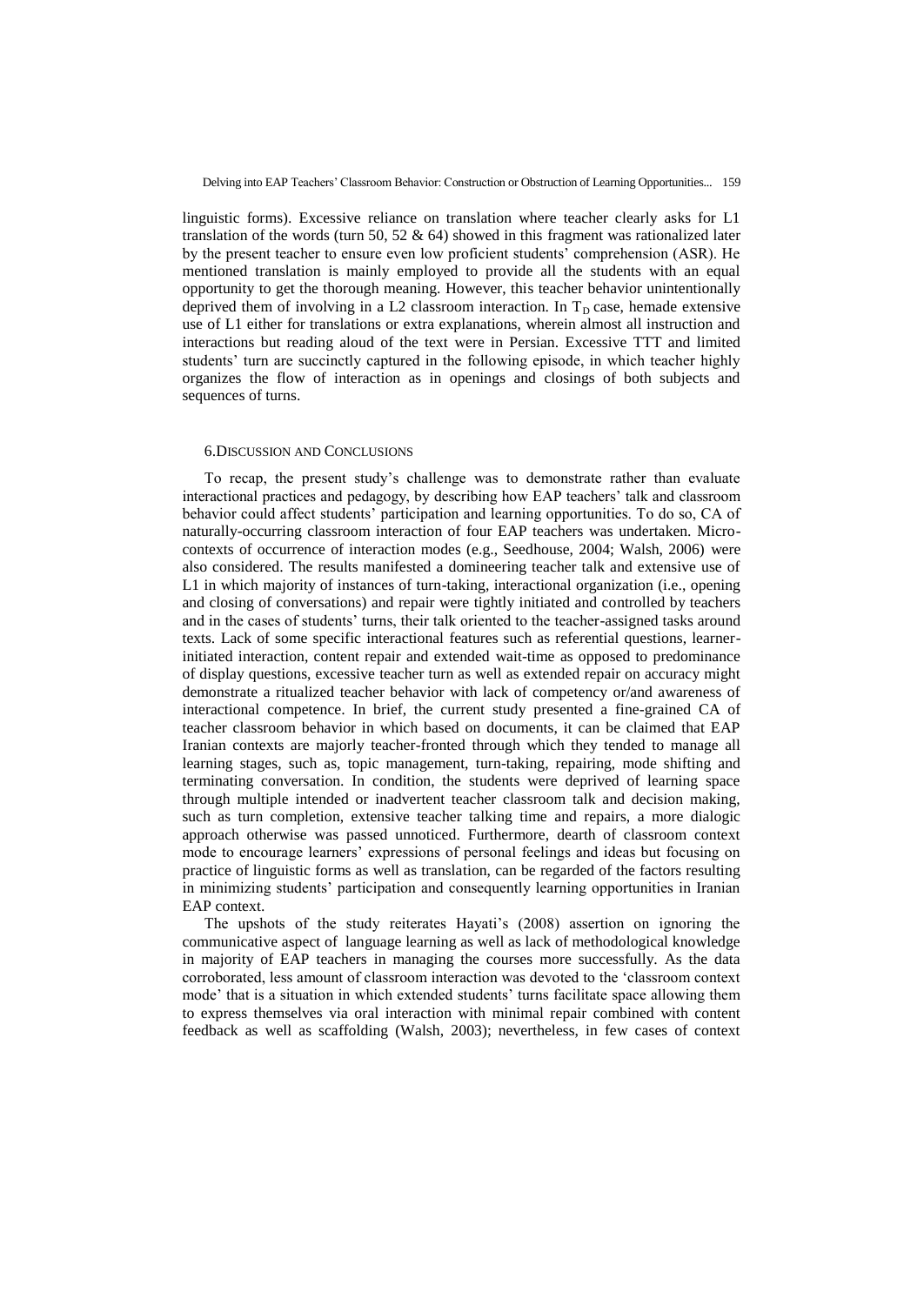linguistic forms). Excessive reliance on translation where teacher clearly asks for L1 translation of the words (turn 50, 52 & 64) showed in this fragment was rationalized later by the present teacher to ensure even low proficient students' comprehension (ASR). He mentioned translation is mainly employed to provide all the students with an equal opportunity to get the thorough meaning. However, this teacher behavior unintentionally deprived them of involving in a L2 classroom interaction. In $T_D$ case, hemade extensive use of L1 either for translations or extra explanations, wherein almost all instruction and interactions but reading aloud of the text were in Persian. Excessive TTT and limited students' turn are succinctly captured in the following episode, in which teacher highly organizes the flow of interaction as in openings and closings of both subjects and sequences of turns.

## 6. Discussion and Conclusions

To recap, the present study's challenge was to demonstrate rather than evaluate interactional practices and pedagogy, by describing how EAP teachers' talk and classroom behavior could affect students' participation and learning opportunities. To do so, CA of naturally-occurring classroom interaction of four EAP teachers was undertaken. Micro-contexts of occurrence of interaction modes (e.g., Seedhouse, 2004; Walsh, 2006) were also considered. The results manifested a domineering teacher talk and extensive use of L1 in which majority of instances of turn-taking, interactional organization (i.e., opening and closing of conversations) and repair were tightly initiated and controlled by teachers and in the cases of students' turns, their talk oriented to the teacher-assigned tasks around texts. Lack of some specific interactional features such as referential questions, learner-initiated interaction, content repair and extended wait-time as opposed to predominance of display questions, excessive teacher turn as well as extended repair on accuracy might demonstrate a ritualized teacher behavior with lack of competency or/and awareness of interactional competence. In brief, the current study presented a fine-grained CA of teacher classroom behavior in which based on documents, it can be claimed that EAP Iranian contexts are majorly teacher-fronted through which they tended to manage all learning stages, such as, topic management, turn-taking, repairing, mode shifting and terminating conversation. In condition, the students were deprived of learning space through multiple intended or inadvertent teacher classroom talk and decision making, such as turn completion, extensive teacher talking time and repairs, a more dialogic approach otherwise was passed unnoticed. Furthermore, dearth of classroom context mode to encourage learners' expressions of personal feelings and ideas but focusing on practice of linguistic forms as well as translation, can be regarded of the factors resulting in minimizing students' participation and consequently learning opportunities in Iranian EAP context.

The upshots of the study reiterates Hayati's (2008) assertion on ignoring the communicative aspect of language learning as well as lack of methodological knowledge in majority of EAP teachers in managing the courses more successfully. As the data corroborated, less amount of classroom interaction was devoted to the 'classroom context mode' that is a situation in which extended students' turns facilitate space allowing them to express themselves via oral interaction with minimal repair combined with content feedback as well as scaffolding (Walsh, 2003); nevertheless, in few cases of context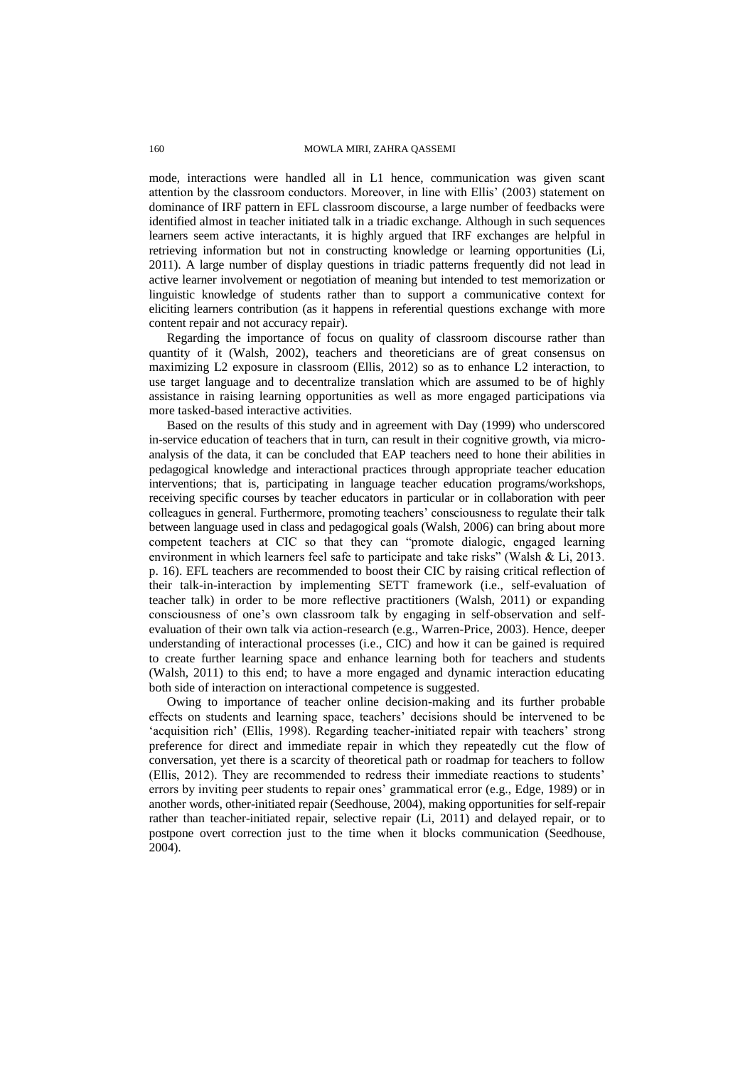mode, interactions were handled all in L1 hence, communication was given scant attention by the classroom conductors. Moreover, in line with Ellis' (2003) statement on dominance of IRF pattern in EFL classroom discourse, a large number of feedbacks were identified almost in teacher initiated talk in a triadic exchange. Although in such sequences learners seem active interactants, it is highly argued that IRF exchanges are helpful in retrieving information but not in constructing knowledge or learning opportunities (Li, 2011). A large number of display questions in triadic patterns frequently did not lead in active learner involvement or negotiation of meaning but intended to test memorization or linguistic knowledge of students rather than to support a communicative context for eliciting learners contribution (as it happens in referential questions exchange with more content repair and not accuracy repair).

Regarding the importance of focus on quality of classroom discourse rather than quantity of it (Walsh, 2002), teachers and theoreticians are of great consensus on maximizing L2 exposure in classroom (Ellis, 2012) so as to enhance L2 interaction, to use target language and to decentralize translation which are assumed to be of highly assistance in raising learning opportunities as well as more engaged participations via more tasked-based interactive activities.

Based on the results of this study and in agreement with Day (1999) who underscored in-service education of teachers that in turn, can result in their cognitive growth, via micro-analysis of the data, it can be concluded that EAP teachers need to hone their abilities in pedagogical knowledge and interactional practices through appropriate teacher education interventions; that is, participating in language teacher education programs/workshops, receiving specific courses by teacher educators in particular or in collaboration with peer colleagues in general. Furthermore, promoting teachers' consciousness to regulate their talk between language used in class and pedagogical goals (Walsh, 2006) can bring about more competent teachers at CIC so that they can "promote dialogic, engaged learning environment in which learners feel safe to participate and take risks" (Walsh & Li, 2013. p. 16). EFL teachers are recommended to boost their CIC by raising critical reflection of their talk-in-interaction by implementing SETT framework (i.e., self-evaluation of teacher talk) in order to be more reflective practitioners (Walsh, 2011) or expanding consciousness of one's own classroom talk by engaging in self-observation and self-evaluation of their own talk via action-research (e.g., Warren-Price, 2003). Hence, deeper understanding of interactional processes (i.e., CIC) and how it can be gained is required to create further learning space and enhance learning both for teachers and students (Walsh, 2011) to this end; to have a more engaged and dynamic interaction educating both side of interaction on interactional competence is suggested.

Owing to importance of teacher online decision-making and its further probable effects on students and learning space, teachers' decisions should be intervened to be 'acquisition rich' (Ellis, 1998). Regarding teacher-initiated repair with teachers' strong preference for direct and immediate repair in which they repeatedly cut the flow of conversation, yet there is a scarcity of theoretical path or roadmap for teachers to follow (Ellis, 2012). They are recommended to redress their immediate reactions to students' errors by inviting peer students to repair ones' grammatical error (e.g., Edge, 1989) or in another words, other-initiated repair (Seedhouse, 2004), making opportunities for self-repair rather than teacher-initiated repair, selective repair (Li, 2011) and delayed repair, or to postpone overt correction just to the time when it blocks communication (Seedhouse, 2004).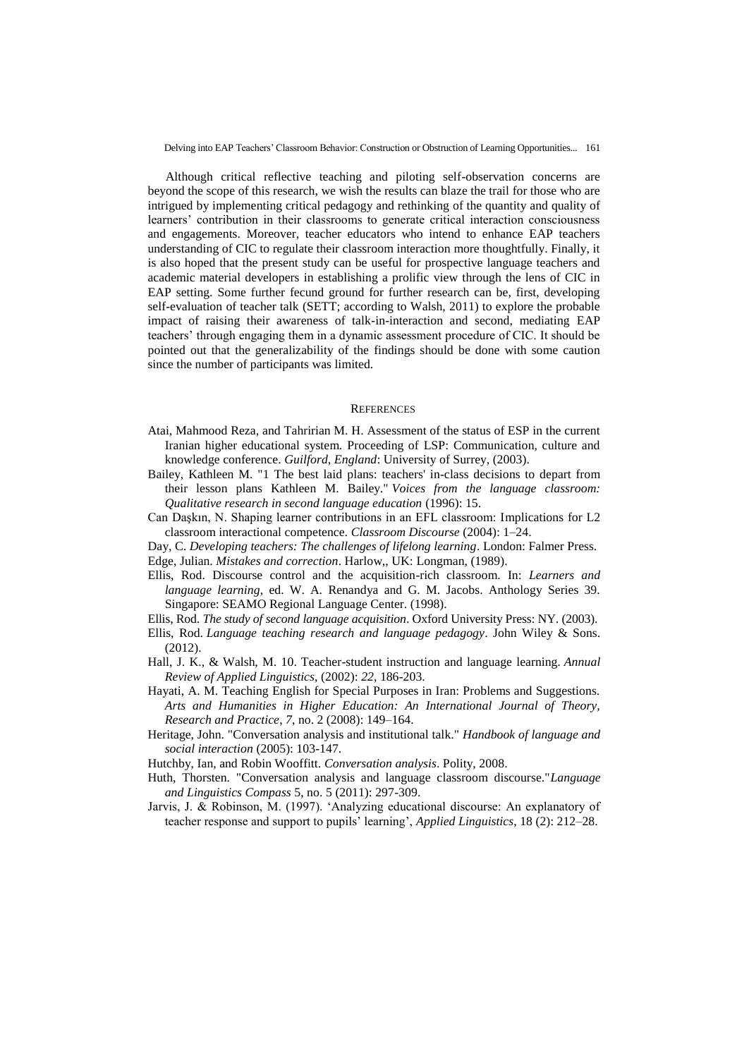Although critical reflective teaching and piloting self-observation concerns are beyond the scope of this research, we wish the results can blaze the trail for those who are intrigued by implementing critical pedagogy and rethinking of the quantity and quality of learners' contribution in their classrooms to generate critical interaction consciousness and engagements. Moreover, teacher educators who intend to enhance EAP teachers understanding of CIC to regulate their classroom interaction more thoughtfully. Finally, it is also hoped that the present study can be useful for prospective language teachers and academic material developers in establishing a prolific view through the lens of CIC in EAP setting. Some further fecund ground for further research can be, first, developing self-evaluation of teacher talk (SETT; according to Walsh, 2011) to explore the probable impact of raising their awareness of talk-in-interaction and second, mediating EAP teachers' through engaging them in a dynamic assessment procedure of CIC. It should be pointed out that the generalizability of the findings should be done with some caution since the number of participants was limited.

## REFERENCES

Atai, Mahmood Reza, and Tahririan M. H. Assessment of the status of ESP in the current Iranian higher educational system. Proceeding of LSP: Communication, culture and knowledge conference. *Guilford, England*: University of Surrey, (2003).

Bailey, Kathleen M. "1 The best laid plans: teachers' in-class decisions to depart from their lesson plans Kathleen M. Bailey." *Voices from the language classroom: Qualitative research in second language education* (1996): 15.

Can Daşkın, N. Shaping learner contributions in an EFL classroom: Implications for L2 classroom interactional competence. *Classroom Discourse* (2004): 1–24.

Day, C. *Developing teachers: The challenges of lifelong learning*. London: Falmer Press.

Edge, Julian. *Mistakes and correction*. Harlow,, UK: Longman, (1989).

Ellis, Rod. Discourse control and the acquisition-rich classroom. In: *Learners and language learning*, ed. W. A. Renandya and G. M. Jacobs. Anthology Series 39. Singapore: SEAMO Regional Language Center. (1998).

Ellis, Rod. *The study of second language acquisition*. Oxford University Press: NY. (2003).

Ellis, Rod. *Language teaching research and language pedagogy*. John Wiley & Sons. (2012).

Hall, J. K., & Walsh, M. 10. Teacher-student instruction and language learning. *Annual Review of Applied Linguistics*, (2002): *22*, 186-203.

Hayati, A. M. Teaching English for Special Purposes in Iran: Problems and Suggestions. *Arts and Humanities in Higher Education: An International Journal of Theory, Research and Practice*, *7*, no. 2 (2008): 149–164.

Heritage, John. "Conversation analysis and institutional talk." *Handbook of language and social interaction* (2005): 103-147.

Hutchby, Ian, and Robin Wooffitt. *Conversation analysis*. Polity, 2008.

Huth, Thorsten. "Conversation analysis and language classroom discourse."*Language and Linguistics Compass* 5, no. 5 (2011): 297-309.

Jarvis, J. & Robinson, M. (1997). 'Analyzing educational discourse: An explanatory of teacher response and support to pupils' learning', *Applied Linguistics*, 18 (2): 212–28.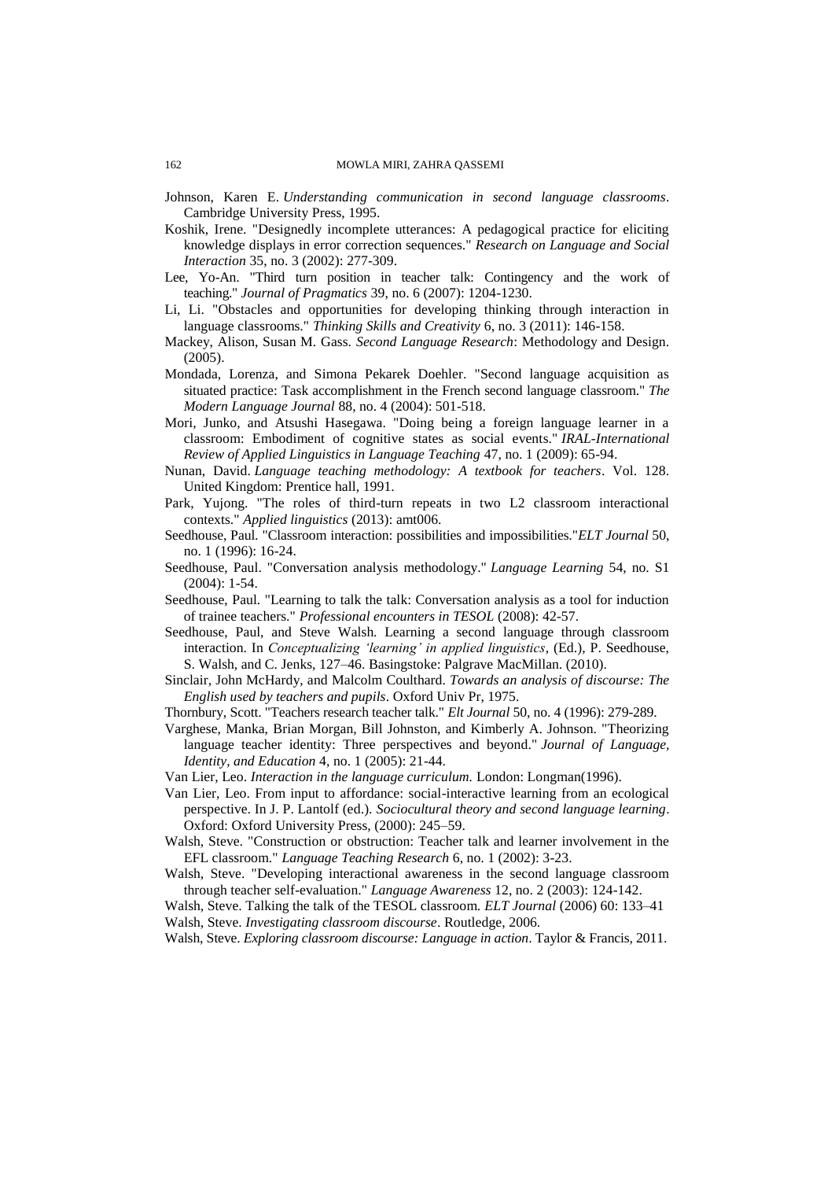Johnson, Karen E. *Understanding communication in second language classrooms*. Cambridge University Press, 1995.

Koshik, Irene. "Designedly incomplete utterances: A pedagogical practice for eliciting knowledge displays in error correction sequences." *Research on Language and Social Interaction* 35, no. 3 (2002): 277-309.

Lee, Yo-An. "Third turn position in teacher talk: Contingency and the work of teaching." *Journal of Pragmatics* 39, no. 6 (2007): 1204-1230.

Li, Li. "Obstacles and opportunities for developing thinking through interaction in language classrooms." *Thinking Skills and Creativity* 6, no. 3 (2011): 146-158.

Mackey, Alison, Susan M. Gass. *Second Language Research*: Methodology and Design. (2005).

Mondada, Lorenza, and Simona Pekarek Doehler. "Second language acquisition as situated practice: Task accomplishment in the French second language classroom." *The Modern Language Journal* 88, no. 4 (2004): 501-518.

Mori, Junko, and Atsushi Hasegawa. "Doing being a foreign language learner in a classroom: Embodiment of cognitive states as social events." *IRAL-International Review of Applied Linguistics in Language Teaching* 47, no. 1 (2009): 65-94.

Nunan, David. *Language teaching methodology: A textbook for teachers*. Vol. 128. United Kingdom: Prentice hall, 1991.

Park, Yujong. "The roles of third-turn repeats in two L2 classroom interactional contexts." *Applied linguistics* (2013): amt006.

Seedhouse, Paul. "Classroom interaction: possibilities and impossibilities."*ELT Journal* 50, no. 1 (1996): 16-24.

Seedhouse, Paul. "Conversation analysis methodology." *Language Learning* 54, no. S1 (2004): 1-54.

Seedhouse, Paul. "Learning to talk the talk: Conversation analysis as a tool for induction of trainee teachers." *Professional encounters in TESOL* (2008): 42-57.

Seedhouse, Paul, and Steve Walsh. Learning a second language through classroom interaction. In *Conceptualizing 'learning' in applied linguistics*, (Ed.), P. Seedhouse, S. Walsh, and C. Jenks, 127–46. Basingstoke: Palgrave MacMillan. (2010).

Sinclair, John McHardy, and Malcolm Coulthard. *Towards an analysis of discourse: The English used by teachers and pupils*. Oxford Univ Pr, 1975.

Thornbury, Scott. "Teachers research teacher talk." *Elt Journal* 50, no. 4 (1996): 279-289.

Varghese, Manka, Brian Morgan, Bill Johnston, and Kimberly A. Johnson. "Theorizing language teacher identity: Three perspectives and beyond." *Journal of Language, Identity, and Education* 4, no. 1 (2005): 21-44.

Van Lier, Leo. *Interaction in the language curriculum.* London: Longman(1996).

Van Lier, Leo. From input to affordance: social-interactive learning from an ecological perspective. In J. P. Lantolf (ed.). *Sociocultural theory and second language learning*. Oxford: Oxford University Press, (2000): 245–59.

Walsh, Steve. "Construction or obstruction: Teacher talk and learner involvement in the EFL classroom." *Language Teaching Research* 6, no. 1 (2002): 3-23.

Walsh, Steve. "Developing interactional awareness in the second language classroom through teacher self-evaluation." *Language Awareness* 12, no. 2 (2003): 124-142.

Walsh, Steve. Talking the talk of the TESOL classroom. *ELT Journal* (2006) 60: 133–41

Walsh, Steve. *Investigating classroom discourse*. Routledge, 2006.

Walsh, Steve. *Exploring classroom discourse: Language in action*. Taylor & Francis, 2011.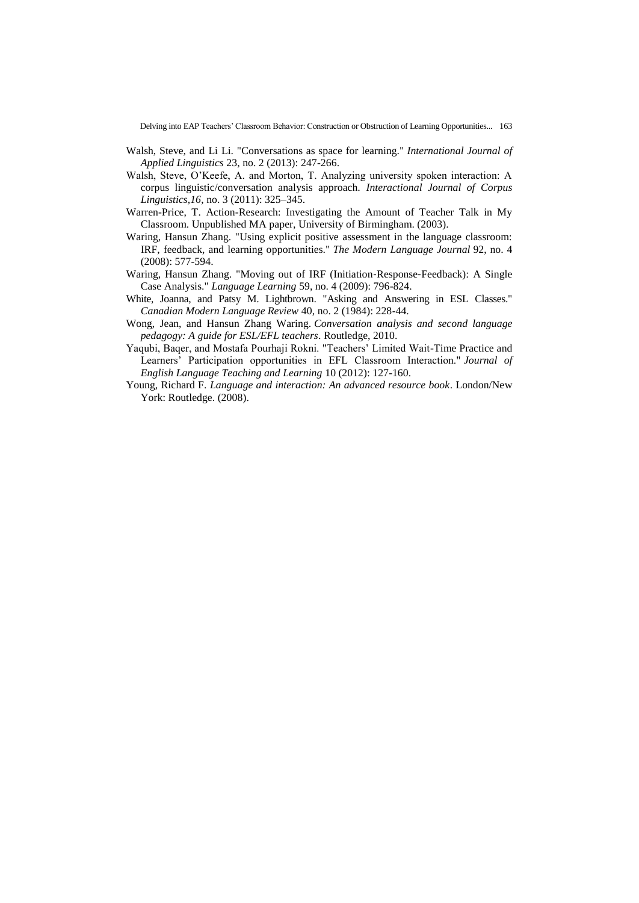Walsh, Steve, and Li Li. "Conversations as space for learning." *International Journal of Applied Linguistics* 23, no. 2 (2013): 247-266.

Walsh, Steve, O'Keefe, A. and Morton, T. Analyzing university spoken interaction: A corpus linguistic/conversation analysis approach. *Interactional Journal of Corpus Linguistics,16*, no. 3 (2011): 325–345.

Warren-Price, T. Action-Research: Investigating the Amount of Teacher Talk in My Classroom. Unpublished MA paper, University of Birmingham. (2003).

Waring, Hansun Zhang. "Using explicit positive assessment in the language classroom: IRF, feedback, and learning opportunities." *The Modern Language Journal* 92, no. 4 (2008): 577-594.

Waring, Hansun Zhang. "Moving out of IRF (Initiation-Response-Feedback): A Single Case Analysis." *Language Learning* 59, no. 4 (2009): 796-824.

White, Joanna, and Patsy M. Lightbrown. "Asking and Answering in ESL Classes." *Canadian Modern Language Review* 40, no. 2 (1984): 228-44.

Wong, Jean, and Hansun Zhang Waring. *Conversation analysis and second language pedagogy: A guide for ESL/EFL teachers*. Routledge, 2010.

Yaqubi, Baqer, and Mostafa Pourhaji Rokni. "Teachers' Limited Wait-Time Practice and Learners' Participation opportunities in EFL Classroom Interaction." *Journal of English Language Teaching and Learning* 10 (2012): 127-160.

Young, Richard F. *Language and interaction: An advanced resource book*. London/New York: Routledge. (2008).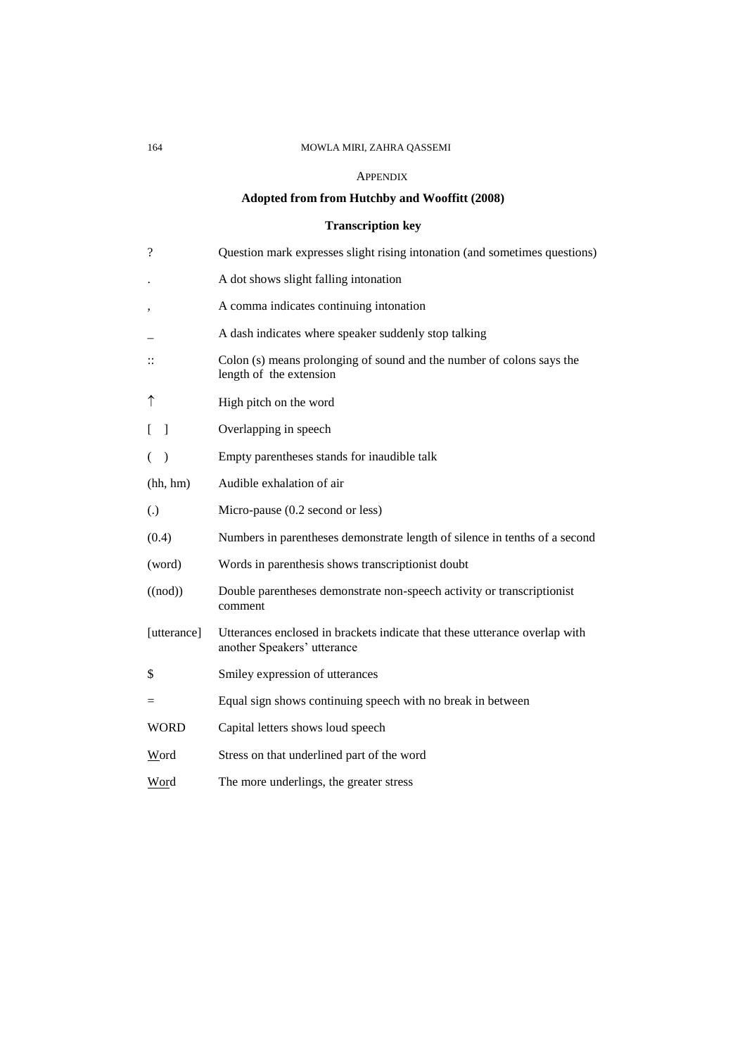## Appendix

### Adopted from from Hutchby and Wooffitt (2008)

### Transcription key

| | |
|---|---|
| ? | Question mark expresses slight rising intonation (and sometimes questions) |
| . | A dot shows slight falling intonation |
| , | A comma indicates continuing intonation |
| _ | A dash indicates where speaker suddenly stop talking |
| :: | Colon (s) means prolonging of sound and the number of colons says the length of the extension |
| ↑ | High pitch on the word |
| [ ] | Overlapping in speech |
| ( ) | Empty parentheses stands for inaudible talk |
| (hh, hm) | Audible exhalation of air |
| (.) | Micro-pause (0.2 second or less) |
| (0.4) | Numbers in parentheses demonstrate length of silence in tenths of a second |
| (word) | Words in parenthesis shows transcriptionist doubt |
| ((nod)) | Double parentheses demonstrate non-speech activity or transcriptionist comment |
| [utterance] | Utterances enclosed in brackets indicate that these utterance overlap with another Speakers' utterance |
| $ | Smiley expression of utterances |
| = | Equal sign shows continuing speech with no break in between |
| WORD | Capital letters shows loud speech |
| <u>W</u>ord | Stress on that underlined part of the word |
| <u>Wor</u>d | The more underlings, the greater stress |